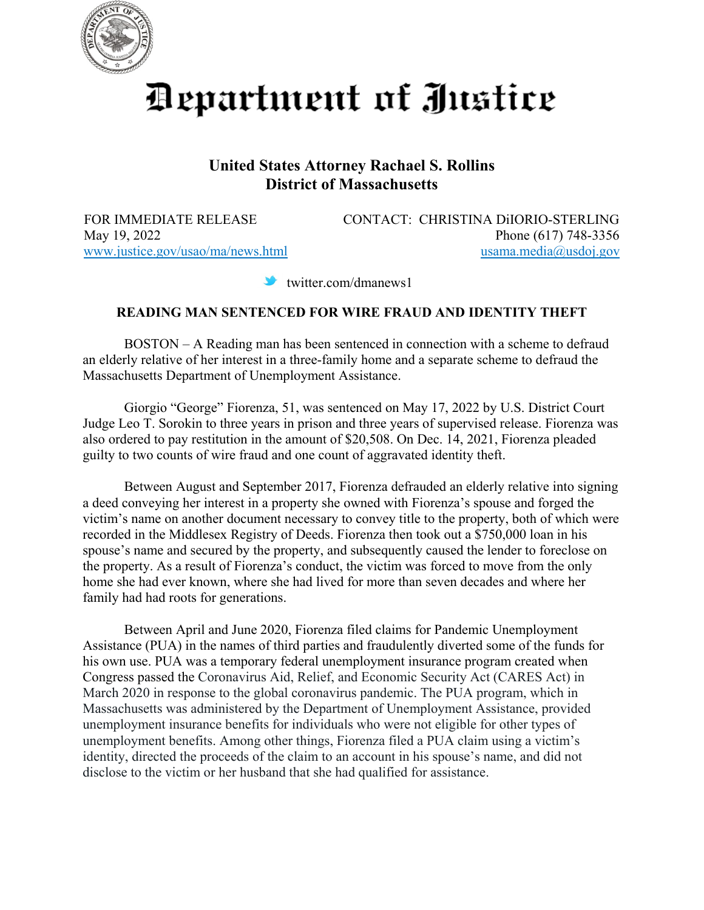# Department of Justice

**United States Attorney Rachael S. Rollins**
**District of Massachusetts**

FOR IMMEDIATE RELEASE
May 19, 2022
www.justice.gov/usao/ma/news.html

CONTACT: CHRISTINA DiIORIO-STERLING
Phone (617) 748-3356
usama.media@usdoj.gov

twitter.com/dmanews1

## READING MAN SENTENCED FOR WIRE FRAUD AND IDENTITY THEFT

BOSTON – A Reading man has been sentenced in connection with a scheme to defraud an elderly relative of her interest in a three-family home and a separate scheme to defraud the Massachusetts Department of Unemployment Assistance.

Giorgio "George" Fiorenza, 51, was sentenced on May 17, 2022 by U.S. District Court Judge Leo T. Sorokin to three years in prison and three years of supervised release. Fiorenza was also ordered to pay restitution in the amount of $20,508. On Dec. 14, 2021, Fiorenza pleaded guilty to two counts of wire fraud and one count of aggravated identity theft.

Between August and September 2017, Fiorenza defrauded an elderly relative into signing a deed conveying her interest in a property she owned with Fiorenza's spouse and forged the victim's name on another document necessary to convey title to the property, both of which were recorded in the Middlesex Registry of Deeds. Fiorenza then took out a $750,000 loan in his spouse's name and secured by the property, and subsequently caused the lender to foreclose on the property. As a result of Fiorenza's conduct, the victim was forced to move from the only home she had ever known, where she had lived for more than seven decades and where her family had had roots for generations.

Between April and June 2020, Fiorenza filed claims for Pandemic Unemployment Assistance (PUA) in the names of third parties and fraudulently diverted some of the funds for his own use. PUA was a temporary federal unemployment insurance program created when Congress passed the Coronavirus Aid, Relief, and Economic Security Act (CARES Act) in March 2020 in response to the global coronavirus pandemic. The PUA program, which in Massachusetts was administered by the Department of Unemployment Assistance, provided unemployment insurance benefits for individuals who were not eligible for other types of unemployment benefits. Among other things, Fiorenza filed a PUA claim using a victim's identity, directed the proceeds of the claim to an account in his spouse's name, and did not disclose to the victim or her husband that she had qualified for assistance.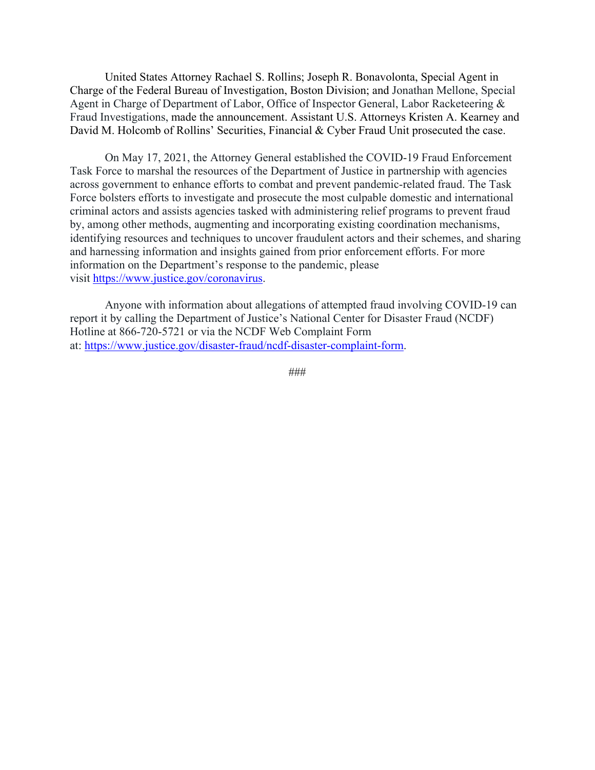United States Attorney Rachael S. Rollins; Joseph R. Bonavolonta, Special Agent in Charge of the Federal Bureau of Investigation, Boston Division; and Jonathan Mellone, Special Agent in Charge of Department of Labor, Office of Inspector General, Labor Racketeering & Fraud Investigations, made the announcement. Assistant U.S. Attorneys Kristen A. Kearney and David M. Holcomb of Rollins' Securities, Financial & Cyber Fraud Unit prosecuted the case.

On May 17, 2021, the Attorney General established the COVID-19 Fraud Enforcement Task Force to marshal the resources of the Department of Justice in partnership with agencies across government to enhance efforts to combat and prevent pandemic-related fraud. The Task Force bolsters efforts to investigate and prosecute the most culpable domestic and international criminal actors and assists agencies tasked with administering relief programs to prevent fraud by, among other methods, augmenting and incorporating existing coordination mechanisms, identifying resources and techniques to uncover fraudulent actors and their schemes, and sharing and harnessing information and insights gained from prior enforcement efforts. For more information on the Department's response to the pandemic, please visit [https://www.justice.gov/coronavirus](https://www.justice.gov/coronavirus).

Anyone with information about allegations of attempted fraud involving COVID-19 can report it by calling the Department of Justice's National Center for Disaster Fraud (NCDF) Hotline at 866-720-5721 or via the NCDF Web Complaint Form at: [https://www.justice.gov/disaster-fraud/ncdf-disaster-complaint-form](https://www.justice.gov/disaster-fraud/ncdf-disaster-complaint-form).

###